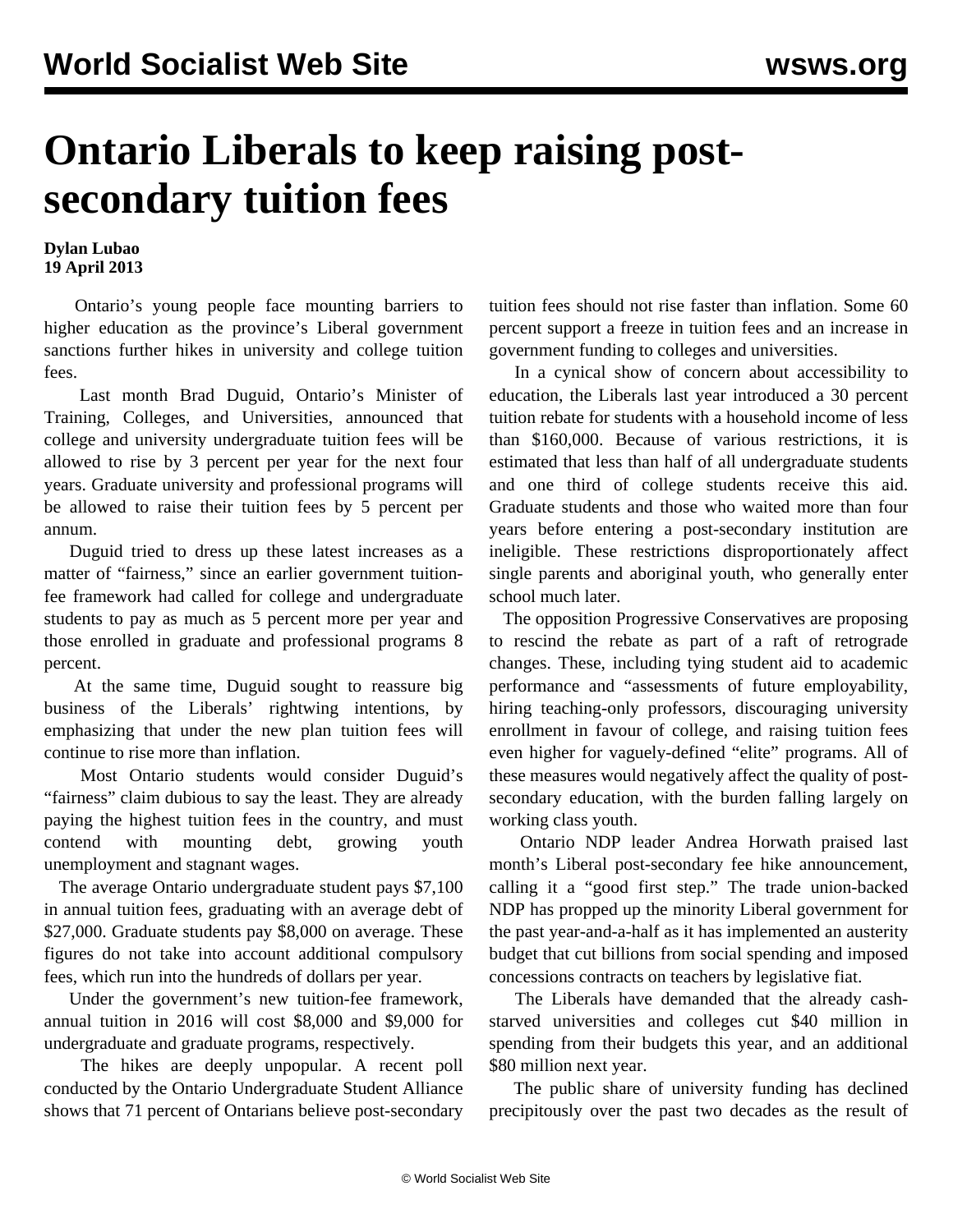# Ontario Liberals to keep raising post-secondary tuition fees

**Dylan Lubao**
**19 April 2013**

Ontario's young people face mounting barriers to higher education as the province's Liberal government sanctions further hikes in university and college tuition fees.

Last month Brad Duguid, Ontario's Minister of Training, Colleges, and Universities, announced that college and university undergraduate tuition fees will be allowed to rise by 3 percent per year for the next four years. Graduate university and professional programs will be allowed to raise their tuition fees by 5 percent per annum.

Duguid tried to dress up these latest increases as a matter of "fairness," since an earlier government tuition-fee framework had called for college and undergraduate students to pay as much as 5 percent more per year and those enrolled in graduate and professional programs 8 percent.

At the same time, Duguid sought to reassure big business of the Liberals' rightwing intentions, by emphasizing that under the new plan tuition fees will continue to rise more than inflation.

Most Ontario students would consider Duguid's "fairness" claim dubious to say the least. They are already paying the highest tuition fees in the country, and must contend with mounting debt, growing youth unemployment and stagnant wages.

The average Ontario undergraduate student pays $7,100 in annual tuition fees, graduating with an average debt of $27,000. Graduate students pay $8,000 on average. These figures do not take into account additional compulsory fees, which run into the hundreds of dollars per year.

Under the government's new tuition-fee framework, annual tuition in 2016 will cost $8,000 and $9,000 for undergraduate and graduate programs, respectively.

The hikes are deeply unpopular. A recent poll conducted by the Ontario Undergraduate Student Alliance shows that 71 percent of Ontarians believe post-secondary tuition fees should not rise faster than inflation. Some 60 percent support a freeze in tuition fees and an increase in government funding to colleges and universities.

In a cynical show of concern about accessibility to education, the Liberals last year introduced a 30 percent tuition rebate for students with a household income of less than $160,000. Because of various restrictions, it is estimated that less than half of all undergraduate students and one third of college students receive this aid. Graduate students and those who waited more than four years before entering a post-secondary institution are ineligible. These restrictions disproportionately affect single parents and aboriginal youth, who generally enter school much later.

The opposition Progressive Conservatives are proposing to rescind the rebate as part of a raft of retrograde changes. These, including tying student aid to academic performance and "assessments of future employability, hiring teaching-only professors, discouraging university enrollment in favour of college, and raising tuition fees even higher for vaguely-defined "elite" programs. All of these measures would negatively affect the quality of post-secondary education, with the burden falling largely on working class youth.

Ontario NDP leader Andrea Horwath praised last month's Liberal post-secondary fee hike announcement, calling it a "good first step." The trade union-backed NDP has propped up the minority Liberal government for the past year-and-a-half as it has implemented an austerity budget that cut billions from social spending and imposed concessions contracts on teachers by legislative fiat.

The Liberals have demanded that the already cash-starved universities and colleges cut $40 million in spending from their budgets this year, and an additional $80 million next year.

The public share of university funding has declined precipitously over the past two decades as the result of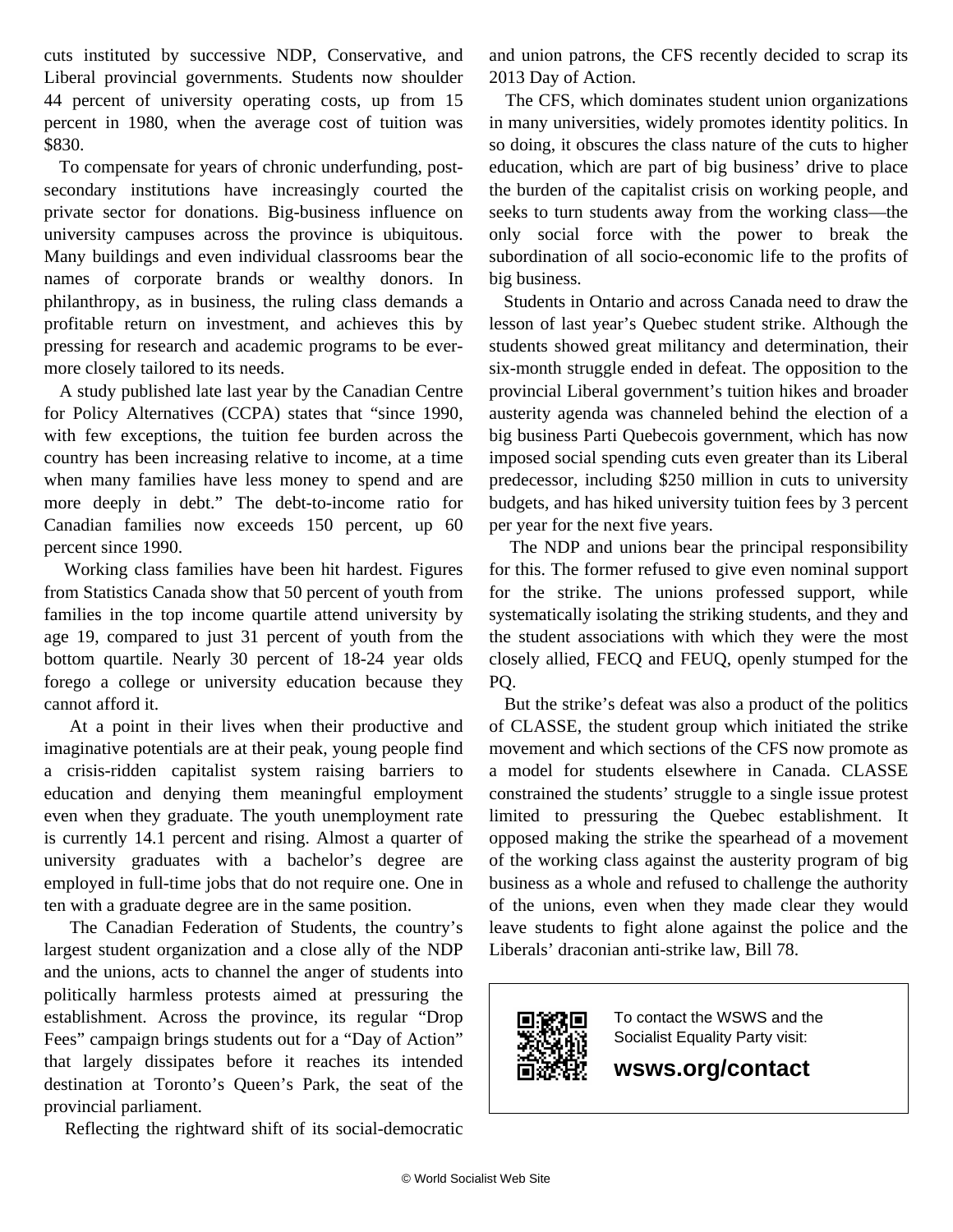cuts instituted by successive NDP, Conservative, and Liberal provincial governments. Students now shoulder 44 percent of university operating costs, up from 15 percent in 1980, when the average cost of tuition was $830.

To compensate for years of chronic underfunding, post-secondary institutions have increasingly courted the private sector for donations. Big-business influence on university campuses across the province is ubiquitous. Many buildings and even individual classrooms bear the names of corporate brands or wealthy donors. In philanthropy, as in business, the ruling class demands a profitable return on investment, and achieves this by pressing for research and academic programs to be ever-more closely tailored to its needs.

A study published late last year by the Canadian Centre for Policy Alternatives (CCPA) states that "since 1990, with few exceptions, the tuition fee burden across the country has been increasing relative to income, at a time when many families have less money to spend and are more deeply in debt." The debt-to-income ratio for Canadian families now exceeds 150 percent, up 60 percent since 1990.

Working class families have been hit hardest. Figures from Statistics Canada show that 50 percent of youth from families in the top income quartile attend university by age 19, compared to just 31 percent of youth from the bottom quartile. Nearly 30 percent of 18-24 year olds forego a college or university education because they cannot afford it.

At a point in their lives when their productive and imaginative potentials are at their peak, young people find a crisis-ridden capitalist system raising barriers to education and denying them meaningful employment even when they graduate. The youth unemployment rate is currently 14.1 percent and rising. Almost a quarter of university graduates with a bachelor's degree are employed in full-time jobs that do not require one. One in ten with a graduate degree are in the same position.

The Canadian Federation of Students, the country's largest student organization and a close ally of the NDP and the unions, acts to channel the anger of students into politically harmless protests aimed at pressuring the establishment. Across the province, its regular "Drop Fees" campaign brings students out for a "Day of Action" that largely dissipates before it reaches its intended destination at Toronto's Queen's Park, the seat of the provincial parliament.

Reflecting the rightward shift of its social-democratic and union patrons, the CFS recently decided to scrap its 2013 Day of Action.

The CFS, which dominates student union organizations in many universities, widely promotes identity politics. In so doing, it obscures the class nature of the cuts to higher education, which are part of big business' drive to place the burden of the capitalist crisis on working people, and seeks to turn students away from the working class—the only social force with the power to break the subordination of all socio-economic life to the profits of big business.

Students in Ontario and across Canada need to draw the lesson of last year's Quebec student strike. Although the students showed great militancy and determination, their six-month struggle ended in defeat. The opposition to the provincial Liberal government's tuition hikes and broader austerity agenda was channeled behind the election of a big business Parti Quebecois government, which has now imposed social spending cuts even greater than its Liberal predecessor, including $250 million in cuts to university budgets, and has hiked university tuition fees by 3 percent per year for the next five years.

The NDP and unions bear the principal responsibility for this. The former refused to give even nominal support for the strike. The unions professed support, while systematically isolating the striking students, and they and the student associations with which they were the most closely allied, FECQ and FEUQ, openly stumped for the PQ.

But the strike's defeat was also a product of the politics of CLASSE, the student group which initiated the strike movement and which sections of the CFS now promote as a model for students elsewhere in Canada. CLASSE constrained the students' struggle to a single issue protest limited to pressuring the Quebec establishment. It opposed making the strike the spearhead of a movement of the working class against the austerity program of big business as a whole and refused to challenge the authority of the unions, even when they made clear they would leave students to fight alone against the police and the Liberals' draconian anti-strike law, Bill 78.

To contact the WSWS and the Socialist Equality Party visit:

**wsws.org/contact**